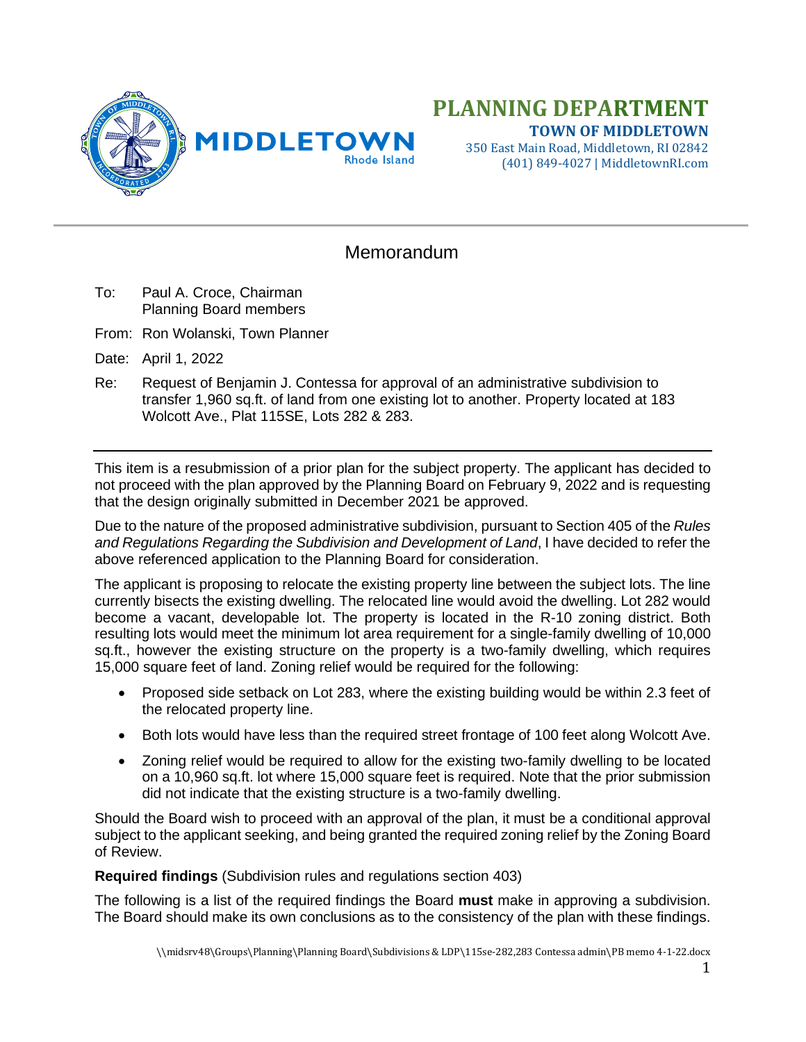# PLANNING DEPARTMENT

**TOWN OF MIDDLETOWN**

350 East Main Road, Middletown, RI 02842
(401) 849-4027 | MiddletownRI.com

## Memorandum

To: Paul A. Croce, Chairman
Planning Board members

From: Ron Wolanski, Town Planner

Date: April 1, 2022

Re: Request of Benjamin J. Contessa for approval of an administrative subdivision to transfer 1,960 sq.ft. of land from one existing lot to another. Property located at 183 Wolcott Ave., Plat 115SE, Lots 282 & 283.

---

This item is a resubmission of a prior plan for the subject property. The applicant has decided to not proceed with the plan approved by the Planning Board on February 9, 2022 and is requesting that the design originally submitted in December 2021 be approved.

Due to the nature of the proposed administrative subdivision, pursuant to Section 405 of the *Rules and Regulations Regarding the Subdivision and Development of Land*, I have decided to refer the above referenced application to the Planning Board for consideration.

The applicant is proposing to relocate the existing property line between the subject lots. The line currently bisects the existing dwelling. The relocated line would avoid the dwelling. Lot 282 would become a vacant, developable lot. The property is located in the R-10 zoning district. Both resulting lots would meet the minimum lot area requirement for a single-family dwelling of 10,000 sq.ft., however the existing structure on the property is a two-family dwelling, which requires 15,000 square feet of land. Zoning relief would be required for the following:

- Proposed side setback on Lot 283, where the existing building would be within 2.3 feet of the relocated property line.
- Both lots would have less than the required street frontage of 100 feet along Wolcott Ave.
- Zoning relief would be required to allow for the existing two-family dwelling to be located on a 10,960 sq.ft. lot where 15,000 square feet is required. Note that the prior submission did not indicate that the existing structure is a two-family dwelling.

Should the Board wish to proceed with an approval of the plan, it must be a conditional approval subject to the applicant seeking, and being granted the required zoning relief by the Zoning Board of Review.

**Required findings** (Subdivision rules and regulations section 403)

The following is a list of the required findings the Board **must** make in approving a subdivision. The Board should make its own conclusions as to the consistency of the plan with these findings.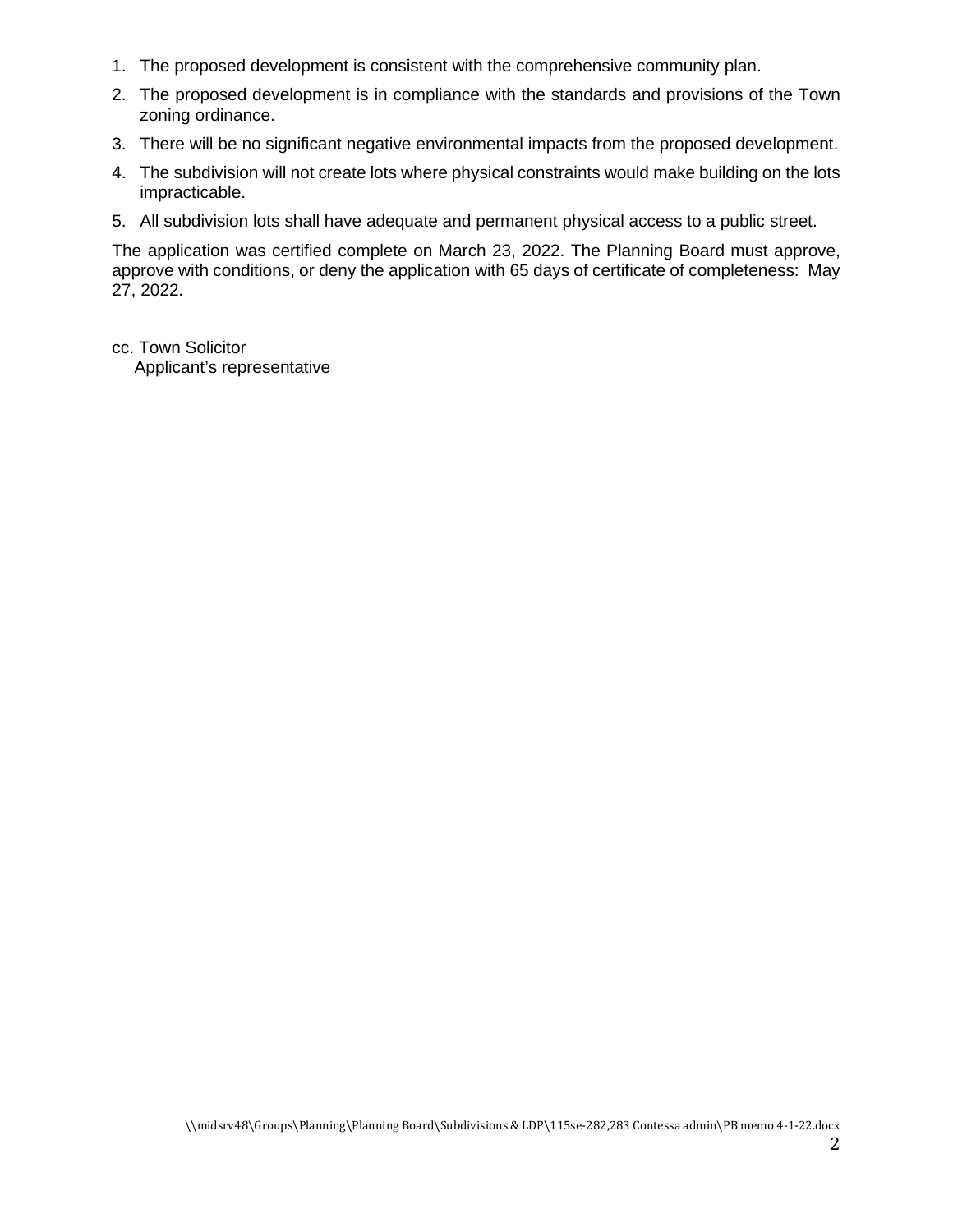1. The proposed development is consistent with the comprehensive community plan.
2. The proposed development is in compliance with the standards and provisions of the Town zoning ordinance.
3. There will be no significant negative environmental impacts from the proposed development.
4. The subdivision will not create lots where physical constraints would make building on the lots impracticable.
5. All subdivision lots shall have adequate and permanent physical access to a public street.

The application was certified complete on March 23, 2022. The Planning Board must approve, approve with conditions, or deny the application with 65 days of certificate of completeness: May 27, 2022.

cc. Town Solicitor
  Applicant's representative

\\midsrv48\Groups\Planning\Planning Board\Subdivisions & LDP\115se-282,283 Contessa admin\PB memo 4-1-22.docx